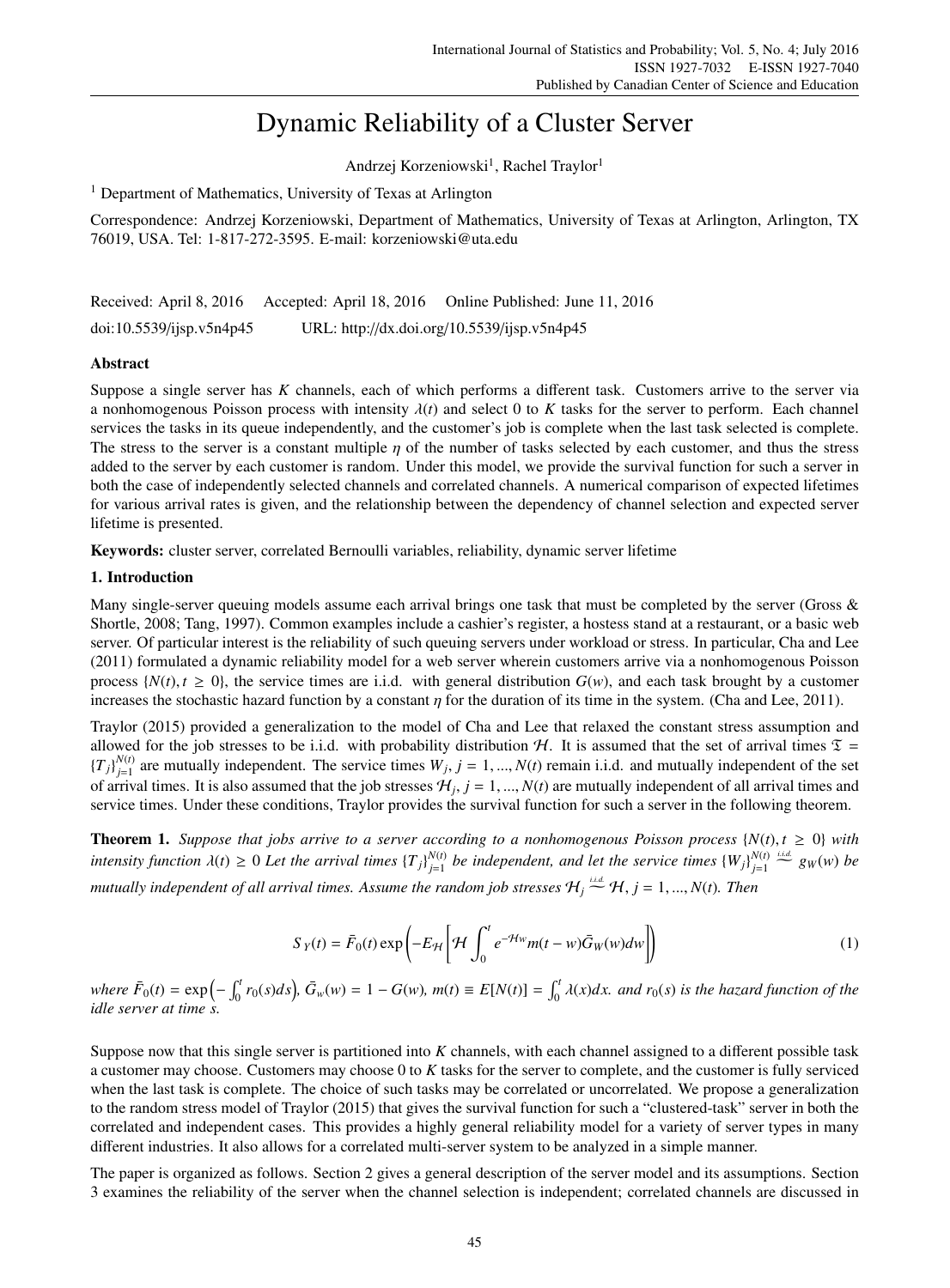# Dynamic Reliability of a Cluster Server

Andrzej Korzeniowski[1], Rachel Traylor[1]

[1] Department of Mathematics, University of Texas at Arlington

Correspondence: Andrzej Korzeniowski, Department of Mathematics, University of Texas at Arlington, Arlington, TX 76019, USA. Tel: 1-817-272-3595. E-mail: korzeniowski@uta.edu

Received: April 8, 2016  Accepted: April 18, 2016  Online Published: June 11, 2016

doi:10.5539/ijsp.v5n4p45  URL: http://dx.doi.org/10.5539/ijsp.v5n4p45

## Abstract

Suppose a single server has $K$ channels, each of which performs a different task. Customers arrive to the server via a nonhomogenous Poisson process with intensity $\lambda(t)$ and select 0 to $K$ tasks for the server to perform. Each channel services the tasks in its queue independently, and the customer's job is complete when the last task selected is complete. The stress to the server is a constant multiple $\eta$ of the number of tasks selected by each customer, and thus the stress added to the server by each customer is random. Under this model, we provide the survival function for such a server in both the case of independently selected channels and correlated channels. A numerical comparison of expected lifetimes for various arrival rates is given, and the relationship between the dependency of channel selection and expected server lifetime is presented.

**Keywords:** cluster server, correlated Bernoulli variables, reliability, dynamic server lifetime

## 1. Introduction

Many single-server queuing models assume each arrival brings one task that must be completed by the server (Gross & Shortle, 2008; Tang, 1997). Common examples include a cashier's register, a hostess stand at a restaurant, or a basic web server. Of particular interest is the reliability of such queuing servers under workload or stress. In particular, Cha and Lee (2011) formulated a dynamic reliability model for a web server wherein customers arrive via a nonhomogenous Poisson process $\{N(t), t \geq 0\}$, the service times are i.i.d. with general distribution $G(w)$, and each task brought by a customer increases the stochastic hazard function by a constant $\eta$ for the duration of its time in the system. (Cha and Lee, 2011).

Traylor (2015) provided a generalization to the model of Cha and Lee that relaxed the constant stress assumption and allowed for the job stresses to be i.i.d. with probability distribution $\mathcal{H}$. It is assumed that the set of arrival times $\mathfrak{T} = \{T_j\}_{j=1}^{N(t)}$ are mutually independent. The service times $W_j, j = 1, ..., N(t)$ remain i.i.d. and mutually independent of the set of arrival times. It is also assumed that the job stresses $\mathcal{H}_j, j = 1, ..., N(t)$ are mutually independent of all arrival times and service times. Under these conditions, Traylor provides the survival function for such a server in the following theorem.

**Theorem 1.** *Suppose that jobs arrive to a server according to a nonhomogenous Poisson process $\{N(t), t \geq 0\}$ with intensity function $\lambda(t) \geq 0$ Let the arrival times $\{T_j\}_{j=1}^{N(t)}$ be independent, and let the service times $\{W_j\}_{j=1}^{N(t)} \stackrel{i.i.d.}{\sim} g_W(w)$ be mutually independent of all arrival times. Assume the random job stresses $\mathcal{H}_j \stackrel{i.i.d.}{\sim} \mathcal{H}, j = 1, ..., N(t)$. Then*

$$S_Y(t) = \bar{F}_0(t) \exp\left(-E_{\mathcal{H}}\left[\mathcal{H} \int_0^t e^{-\mathcal{H}w} m(t-w) \bar{G}_W(w) dw\right]\right) \tag{1}$$

*where $\bar{F}_0(t) = \exp\left(-\int_0^t r_0(s) ds\right)$, $\bar{G}_w(w) = 1 - G(w)$, $m(t) \equiv E[N(t)] = \int_0^t \lambda(x) dx$. and $r_0(s)$ is the hazard function of the idle server at time $s$.*

Suppose now that this single server is partitioned into $K$ channels, with each channel assigned to a different possible task a customer may choose. Customers may choose 0 to $K$ tasks for the server to complete, and the customer is fully serviced when the last task is complete. The choice of such tasks may be correlated or uncorrelated. We propose a generalization to the random stress model of Traylor (2015) that gives the survival function for such a "clustered-task" server in both the correlated and independent cases. This provides a highly general reliability model for a variety of server types in many different industries. It also allows for a correlated multi-server system to be analyzed in a simple manner.

The paper is organized as follows. Section 2 gives a general description of the server model and its assumptions. Section 3 examines the reliability of the server when the channel selection is independent; correlated channels are discussed in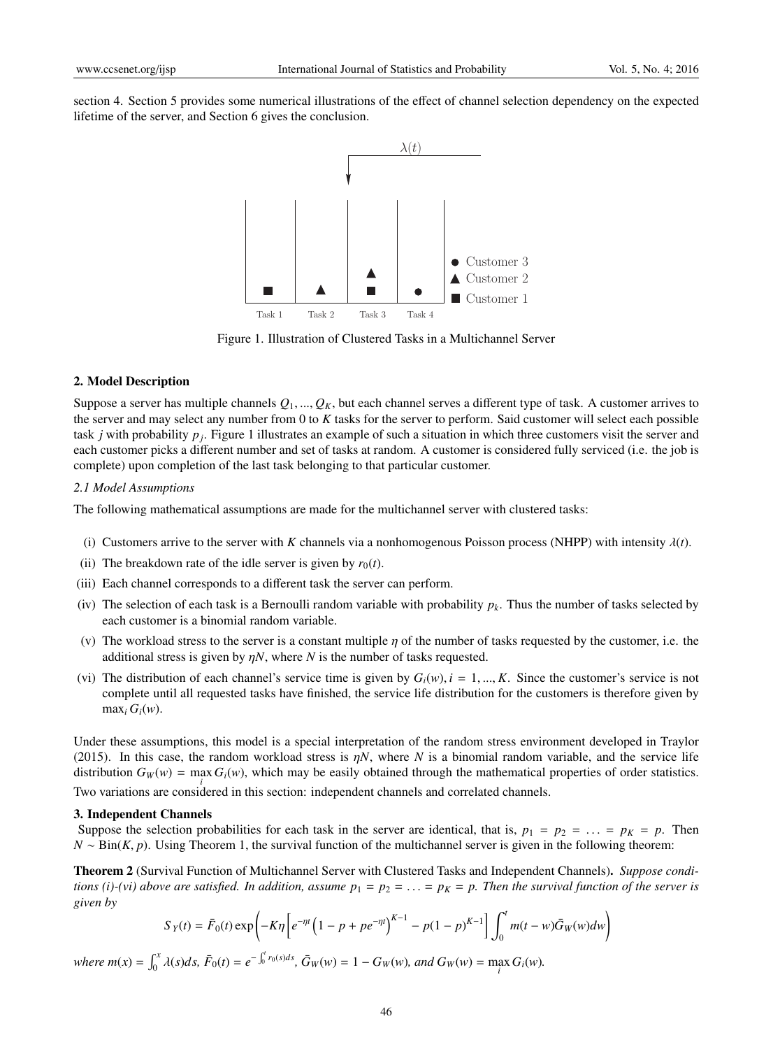section 4. Section 5 provides some numerical illustrations of the effect of channel selection dependency on the expected lifetime of the server, and Section 6 gives the conclusion.

Figure 1. Illustration of Clustered Tasks in a Multichannel Server

## 2. Model Description

Suppose a server has multiple channels $Q_1, ..., Q_K$, but each channel serves a different type of task. A customer arrives to the server and may select any number from 0 to $K$ tasks for the server to perform. Said customer will select each possible task $j$ with probability $p_j$. Figure 1 illustrates an example of such a situation in which three customers visit the server and each customer picks a different number and set of tasks at random. A customer is considered fully serviced (i.e. the job is complete) upon completion of the last task belonging to that particular customer.

### *2.1 Model Assumptions*

The following mathematical assumptions are made for the multichannel server with clustered tasks:

(i) Customers arrive to the server with $K$ channels via a nonhomogenous Poisson process (NHPP) with intensity $\lambda(t)$.

(ii) The breakdown rate of the idle server is given by $r_0(t)$.

(iii) Each channel corresponds to a different task the server can perform.

(iv) The selection of each task is a Bernoulli random variable with probability $p_k$. Thus the number of tasks selected by each customer is a binomial random variable.

(v) The workload stress to the server is a constant multiple $\eta$ of the number of tasks requested by the customer, i.e. the additional stress is given by $\eta N$, where $N$ is the number of tasks requested.

(vi) The distribution of each channel's service time is given by $G_i(w), i = 1, ..., K$. Since the customer's service is not complete until all requested tasks have finished, the service life distribution for the customers is therefore given by $\max_i G_i(w)$.

Under these assumptions, this model is a special interpretation of the random stress environment developed in Traylor (2015). In this case, the random workload stress is $\eta N$, where $N$ is a binomial random variable, and the service life distribution $G_W(w) = \max_i G_i(w)$, which may be easily obtained through the mathematical properties of order statistics. Two variations are considered in this section: independent channels and correlated channels.

## 3. Independent Channels

Suppose the selection probabilities for each task in the server are identical, that is, $p_1 = p_2 = \ldots = p_K = p$. Then $N \sim \text{Bin}(K, p)$. Using Theorem 1, the survival function of the multichannel server is given in the following theorem:

**Theorem 2** (Survival Function of Multichannel Server with Clustered Tasks and Independent Channels). *Suppose conditions (i)-(vi) above are satisfied. In addition, assume $p_1 = p_2 = \ldots = p_K = p$. Then the survival function of the server is given by*

$$S_Y(t) = \bar{F}_0(t) \exp\left(-K\eta\left[e^{-\eta t}\left(1 - p + pe^{-\eta t}\right)^{K-1} - p(1-p)^{K-1}\right]\int_0^t m(t-w)\bar{G}_W(w)dw\right)$$

*where $m(x) = \int_0^x \lambda(s)ds$, $\bar{F}_0(t) = e^{-\int_0^t r_0(s)ds}$, $\bar{G}_W(w) = 1 - G_W(w)$, and $G_W(w) = \max_i G_i(w)$.*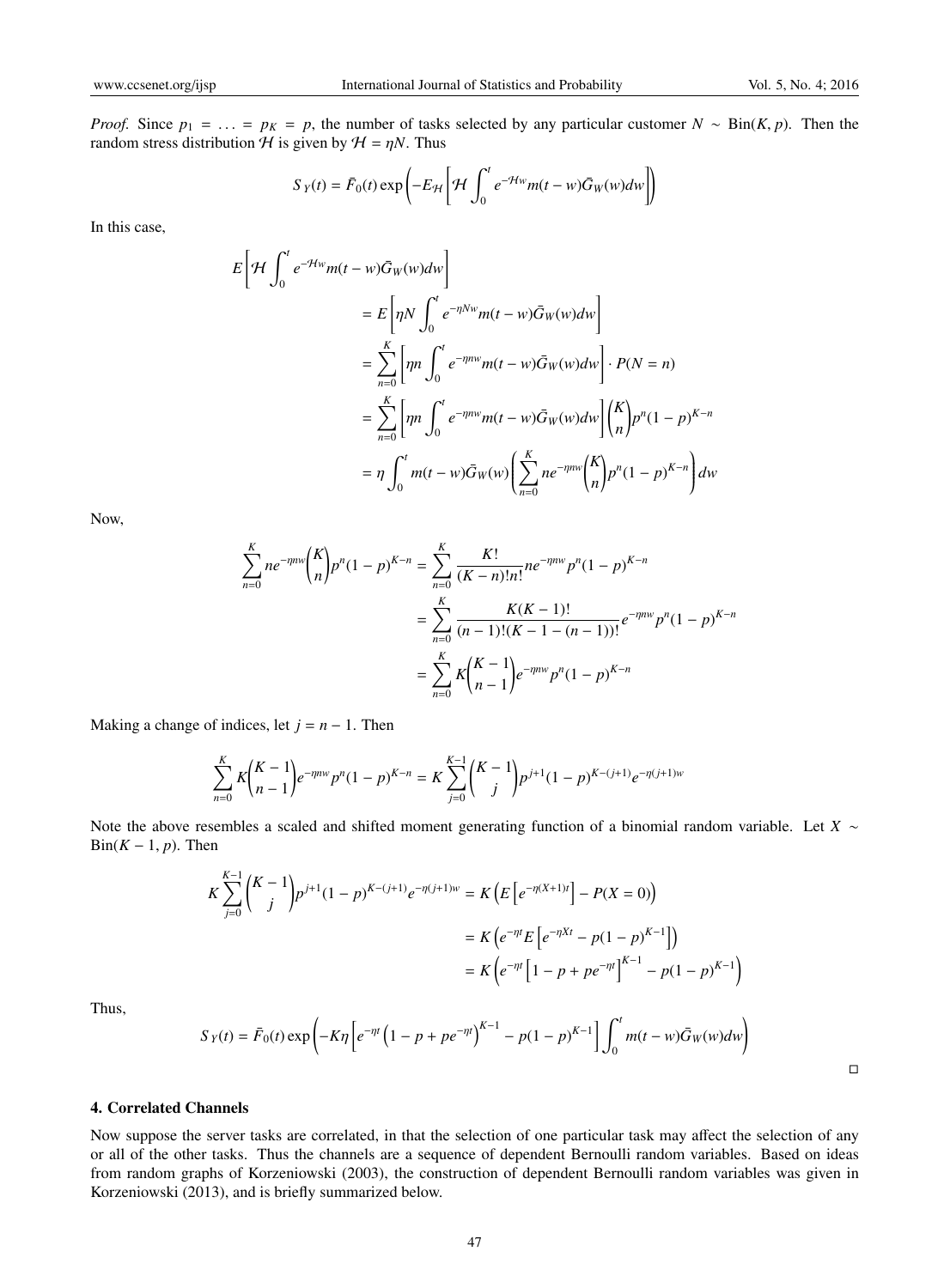*Proof.* Since $p_1 = \ldots = p_K = p$, the number of tasks selected by any particular customer $N \sim \text{Bin}(K, p)$. Then the random stress distribution $\mathcal{H}$ is given by $\mathcal{H} = \eta N$. Thus

$$S_Y(t) = \bar{F}_0(t) \exp\left(-E_{\mathcal{H}}\left[\mathcal{H} \int_0^t e^{-\mathcal{H}w} m(t-w) \bar{G}_W(w) dw\right]\right)$$

In this case,

$$\begin{aligned}
E\left[\mathcal{H} \int_0^t e^{-\mathcal{H}w} m(t-w)\bar{G}_W(w)dw\right] \\
&= E\left[\eta N \int_0^t e^{-\eta N w} m(t-w)\bar{G}_W(w)dw\right] \\
&= \sum_{n=0}^{K}\left[\eta n \int_0^t e^{-\eta n w} m(t-w)\bar{G}_W(w)dw\right] \cdot P(N=n) \\
&= \sum_{n=0}^{K}\left[\eta n \int_0^t e^{-\eta n w} m(t-w)\bar{G}_W(w)dw\right] \binom{K}{n} p^n (1-p)^{K-n} \\
&= \eta \int_0^t m(t-w)\bar{G}_W(w)\left(\sum_{n=0}^{K} n e^{-\eta n w}\binom{K}{n} p^n (1-p)^{K-n}\right) dw
\end{aligned}$$

Now,

$$\begin{aligned}
\sum_{n=0}^{K} n e^{-\eta n w}\binom{K}{n} p^n (1-p)^{K-n} &= \sum_{n=0}^{K} \frac{K!}{(K-n)!n!} n e^{-\eta n w} p^n (1-p)^{K-n} \\
&= \sum_{n=0}^{K} \frac{K(K-1)!}{(n-1)!(K-1-(n-1))!} e^{-\eta n w} p^n (1-p)^{K-n} \\
&= \sum_{n=0}^{K} K\binom{K-1}{n-1} e^{-\eta n w} p^n (1-p)^{K-n}
\end{aligned}$$

Making a change of indices, let $j = n - 1$. Then

$$\sum_{n=0}^{K} K\binom{K-1}{n-1} e^{-\eta n w} p^n (1-p)^{K-n} = K\sum_{j=0}^{K-1}\binom{K-1}{j} p^{j+1}(1-p)^{K-(j+1)} e^{-\eta(j+1)w}$$

Note the above resembles a scaled and shifted moment generating function of a binomial random variable. Let $X \sim \text{Bin}(K-1, p)$. Then

$$\begin{aligned}
K\sum_{j=0}^{K-1}\binom{K-1}{j} p^{j+1}(1-p)^{K-(j+1)} e^{-\eta(j+1)w} &= K\left(E\left[e^{-\eta(X+1)t}\right] - P(X=0)\right) \\
&= K\left(e^{-\eta t}E\left[e^{-\eta X t} - p(1-p)^{K-1}\right]\right) \\
&= K\left(e^{-\eta t}\left[1-p+pe^{-\eta t}\right]^{K-1} - p(1-p)^{K-1}\right)
\end{aligned}$$

Thus,

$$S_Y(t) = \bar{F}_0(t)\exp\left(-K\eta\left[e^{-\eta t}\left(1-p+pe^{-\eta t}\right)^{K-1} - p(1-p)^{K-1}\right]\int_0^t m(t-w)\bar{G}_W(w)dw\right)$$

□

## 4. Correlated Channels

Now suppose the server tasks are correlated, in that the selection of one particular task may affect the selection of any or all of the other tasks. Thus the channels are a sequence of dependent Bernoulli random variables. Based on ideas from random graphs of Korzeniowski (2003), the construction of dependent Bernoulli random variables was given in Korzeniowski (2013), and is briefly summarized below.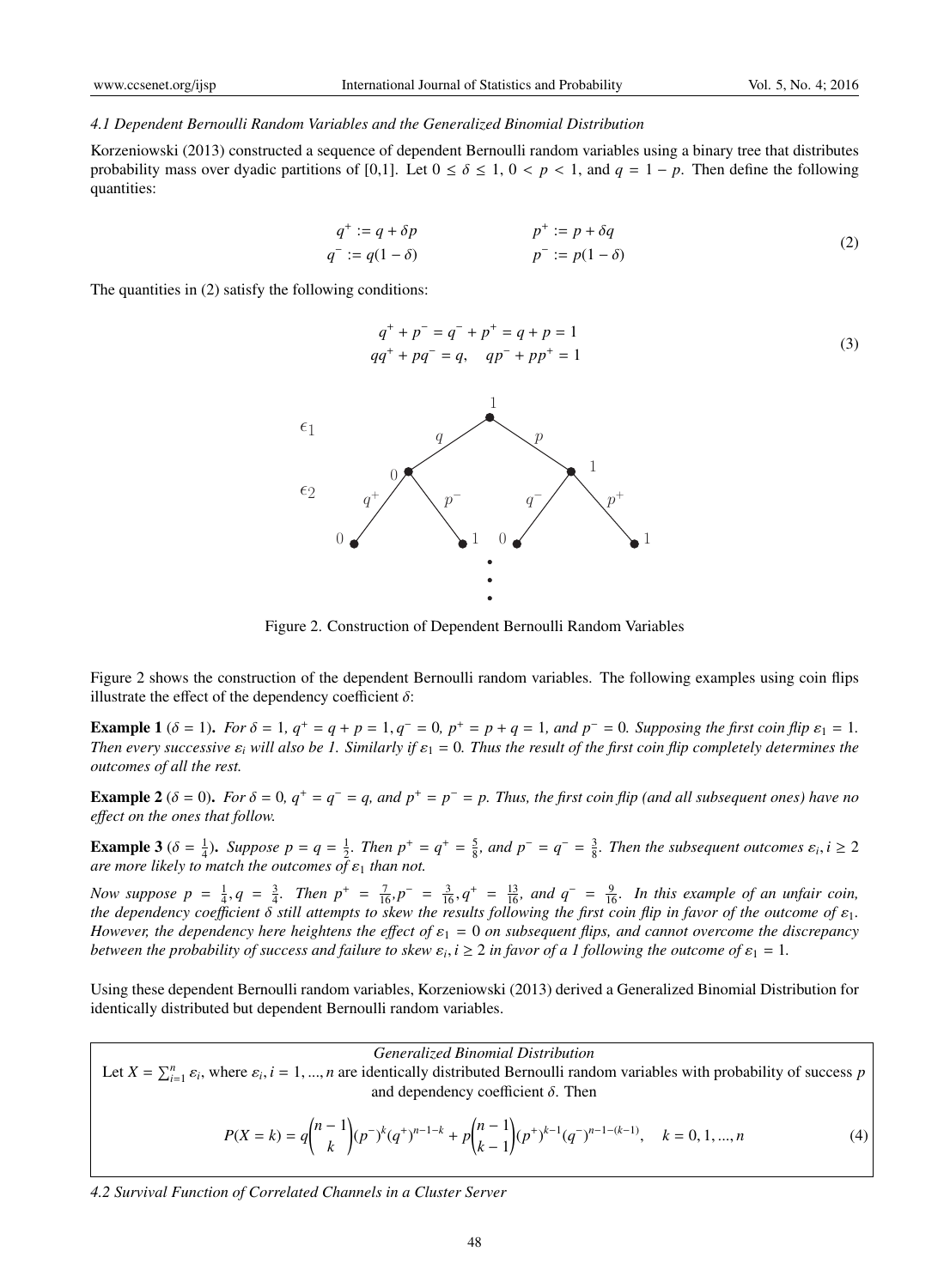### *4.1 Dependent Bernoulli Random Variables and the Generalized Binomial Distribution*

Korzeniowski (2013) constructed a sequence of dependent Bernoulli random variables using a binary tree that distributes probability mass over dyadic partitions of [0,1]. Let $0 \leq \delta \leq 1$, $0 < p < 1$, and $q = 1 - p$. Then define the following quantities:

$$
\begin{aligned}
q^+ &:= q + \delta p \qquad & p^+ &:= p + \delta q \\
q^- &:= q(1 - \delta) \qquad & p^- &:= p(1 - \delta)
\end{aligned}
\tag{2}
$$

The quantities in (2) satisfy the following conditions:

$$
\begin{aligned}
&q^+ + p^- = q^- + p^+ = q + p = 1 \\
&qq^+ + pq^- = q, \quad qp^- + pp^+ = 1
\end{aligned}
\tag{3}
$$

Figure 2. Construction of Dependent Bernoulli Random Variables

Figure 2 shows the construction of the dependent Bernoulli random variables. The following examples using coin flips illustrate the effect of the dependency coefficient $\delta$:

**Example 1** ($\delta = 1$)**.** *For $\delta = 1$, $q^+ = q + p = 1$, $q^- = 0$, $p^+ = p + q = 1$, and $p^- = 0$. Supposing the first coin flip $\varepsilon_1 = 1$. Then every successive $\varepsilon_i$ will also be 1. Similarly if $\varepsilon_1 = 0$. Thus the result of the first coin flip completely determines the outcomes of all the rest.*

**Example 2** ($\delta = 0$)**.** *For $\delta = 0$, $q^+ = q^- = q$, and $p^+ = p^- = p$. Thus, the first coin flip (and all subsequent ones) have no effect on the ones that follow.*

**Example 3** ($\delta = \frac{1}{4}$)**.** *Suppose $p = q = \frac{1}{2}$. Then $p^+ = q^+ = \frac{5}{8}$, and $p^- = q^- = \frac{3}{8}$. Then the subsequent outcomes $\varepsilon_i, i \geq 2$ are more likely to match the outcomes of $\varepsilon_1$ than not.*

*Now suppose $p = \frac{1}{4}, q = \frac{3}{4}$. Then $p^+ = \frac{7}{16}, p^- = \frac{3}{16}, q^+ = \frac{13}{16}$, and $q^- = \frac{9}{16}$. In this example of an unfair coin, the dependency coefficient $\delta$ still attempts to skew the results following the first coin flip in favor of the outcome of $\varepsilon_1$. However, the dependency here heightens the effect of $\varepsilon_1 = 0$ on subsequent flips, and cannot overcome the discrepancy between the probability of success and failure to skew $\varepsilon_i, i \geq 2$ in favor of a 1 following the outcome of $\varepsilon_1 = 1$.*

Using these dependent Bernoulli random variables, Korzeniowski (2013) derived a Generalized Binomial Distribution for identically distributed but dependent Bernoulli random variables.

*Generalized Binomial Distribution*

Let $X = \sum_{i=1}^{n} \varepsilon_i$, where $\varepsilon_i, i = 1, ..., n$ are identically distributed Bernoulli random variables with probability of success $p$ and dependency coefficient $\delta$. Then

$$
P(X = k) = q\binom{n-1}{k}(p^-)^k(q^+)^{n-1-k} + p\binom{n-1}{k-1}(p^+)^{k-1}(q^-)^{n-1-(k-1)}, \quad k = 0, 1, ..., n \tag{4}
$$

### *4.2 Survival Function of Correlated Channels in a Cluster Server*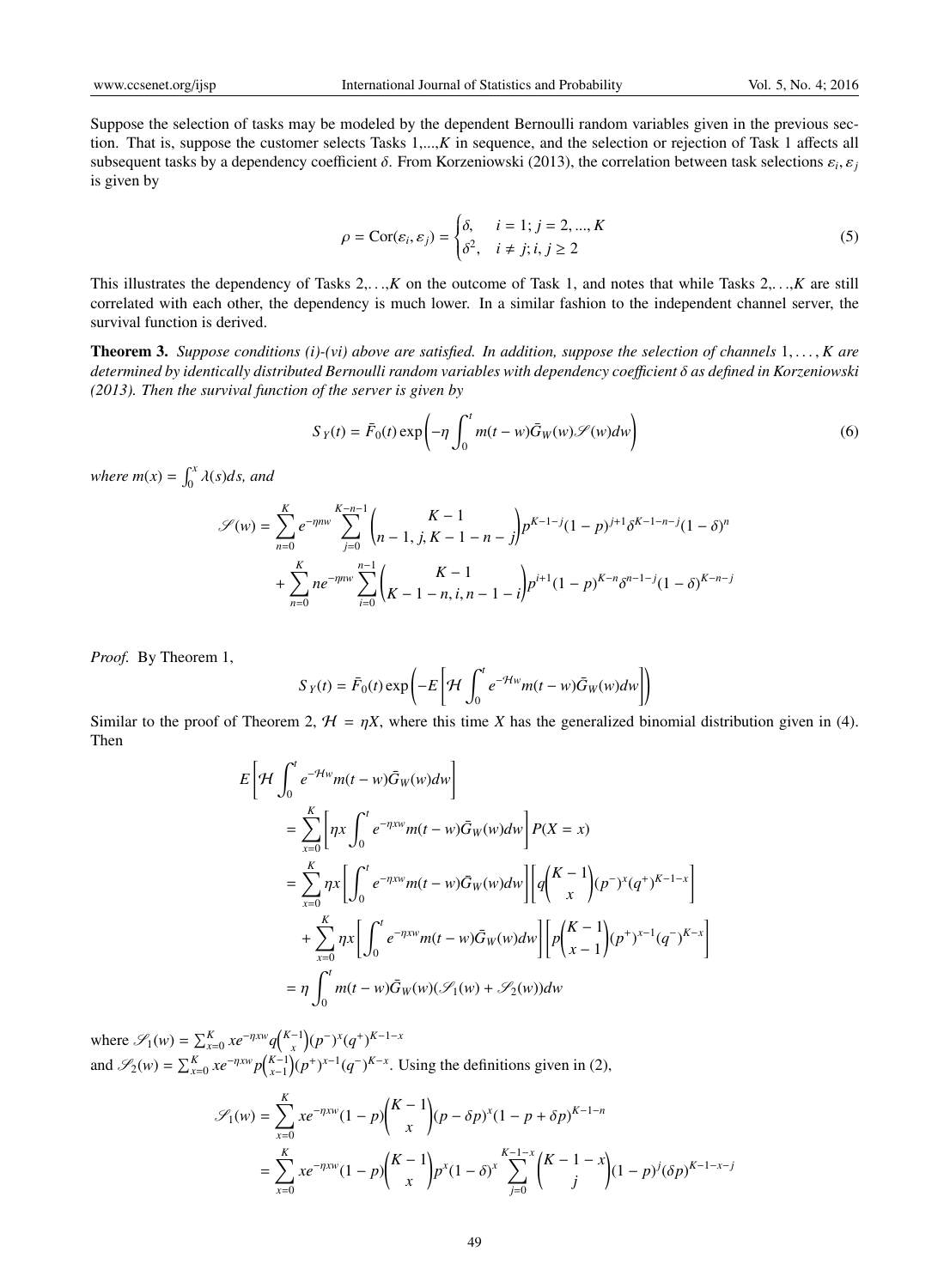Suppose the selection of tasks may be modeled by the dependent Bernoulli random variables given in the previous section. That is, suppose the customer selects Tasks 1,...,$K$ in sequence, and the selection or rejection of Task 1 affects all subsequent tasks by a dependency coefficient $\delta$. From Korzeniowski (2013), the correlation between task selections $\varepsilon_i, \varepsilon_j$ is given by

$$\rho = \text{Cor}(\varepsilon_i, \varepsilon_j) = \begin{cases} \delta, & i = 1; j = 2, ..., K \\ \delta^2, & i \neq j; i, j \geq 2 \end{cases} \tag{5}$$

This illustrates the dependency of Tasks 2,. . .,$K$ on the outcome of Task 1, and notes that while Tasks 2,. . .,$K$ are still correlated with each other, the dependency is much lower. In a similar fashion to the independent channel server, the survival function is derived.

**Theorem 3.** *Suppose conditions (i)-(vi) above are satisfied. In addition, suppose the selection of channels* $1, \ldots, K$ *are determined by identically distributed Bernoulli random variables with dependency coefficient* $\delta$ *as defined in Korzeniowski (2013). Then the survival function of the server is given by*

$$S_Y(t) = \bar{F}_0(t) \exp\left(-\eta \int_0^t m(t-w)\bar{G}_W(w)\mathscr{S}(w)dw\right) \tag{6}$$

*where* $m(x) = \int_0^x \lambda(s)ds$, *and*

$$\begin{aligned}\mathscr{S}(w) = &\sum_{n=0}^{K} e^{-\eta n w} \sum_{j=0}^{K-n-1} \binom{K-1}{n-1, j, K-1-n-j} p^{K-1-j}(1-p)^{j+1}\delta^{K-1-n-j}(1-\delta)^n \\ &+ \sum_{n=0}^{K} n e^{-\eta n w} \sum_{i=0}^{n-1} \binom{K-1}{K-1-n, i, n-1-i} p^{i+1}(1-p)^{K-n}\delta^{n-1-j}(1-\delta)^{K-n-j}\end{aligned}$$

*Proof.* By Theorem 1,

$$S_Y(t) = \bar{F}_0(t) \exp\left(-E\left[\mathcal{H}\int_0^t e^{-\mathcal{H}w} m(t-w)\bar{G}_W(w)dw\right]\right)$$

Similar to the proof of Theorem 2, $\mathcal{H} = \eta X$, where this time $X$ has the generalized binomial distribution given in (4). Then

$$\begin{aligned}
&E\left[\mathcal{H}\int_0^t e^{-\mathcal{H}w} m(t-w)\bar{G}_W(w)dw\right] \\
&= \sum_{x=0}^{K}\left[\eta x \int_0^t e^{-\eta x w} m(t-w)\bar{G}_W(w)dw\right] P(X = x) \\
&= \sum_{x=0}^{K} \eta x \left[\int_0^t e^{-\eta x w} m(t-w)\bar{G}_W(w)dw\right]\left[q\binom{K-1}{x}(p^-)^x(q^+)^{K-1-x}\right] \\
&\quad + \sum_{x=0}^{K} \eta x \left[\int_0^t e^{-\eta x w} m(t-w)\bar{G}_W(w)dw\right]\left[p\binom{K-1}{x-1}(p^+)^{x-1}(q^-)^{K-x}\right] \\
&= \eta \int_0^t m(t-w)\bar{G}_W(w)(\mathscr{S}_1(w) + \mathscr{S}_2(w))dw
\end{aligned}$$

where $\mathscr{S}_1(w) = \sum_{x=0}^{K} x e^{-\eta x w} q\binom{K-1}{x}(p^-)^x(q^+)^{K-1-x}$
and $\mathscr{S}_2(w) = \sum_{x=0}^{K} x e^{-\eta x w} p\binom{K-1}{x-1}(p^+)^{x-1}(q^-)^{K-x}$. Using the definitions given in (2),

$$\begin{aligned}
\mathscr{S}_1(w) &= \sum_{x=0}^{K} x e^{-\eta x w}(1-p)\binom{K-1}{x}(p-\delta p)^x(1-p+\delta p)^{K-1-n} \\
&= \sum_{x=0}^{K} x e^{-\eta x w}(1-p)\binom{K-1}{x}p^x(1-\delta)^x \sum_{j=0}^{K-1-x}\binom{K-1-x}{j}(1-p)^j(\delta p)^{K-1-x-j}
\end{aligned}$$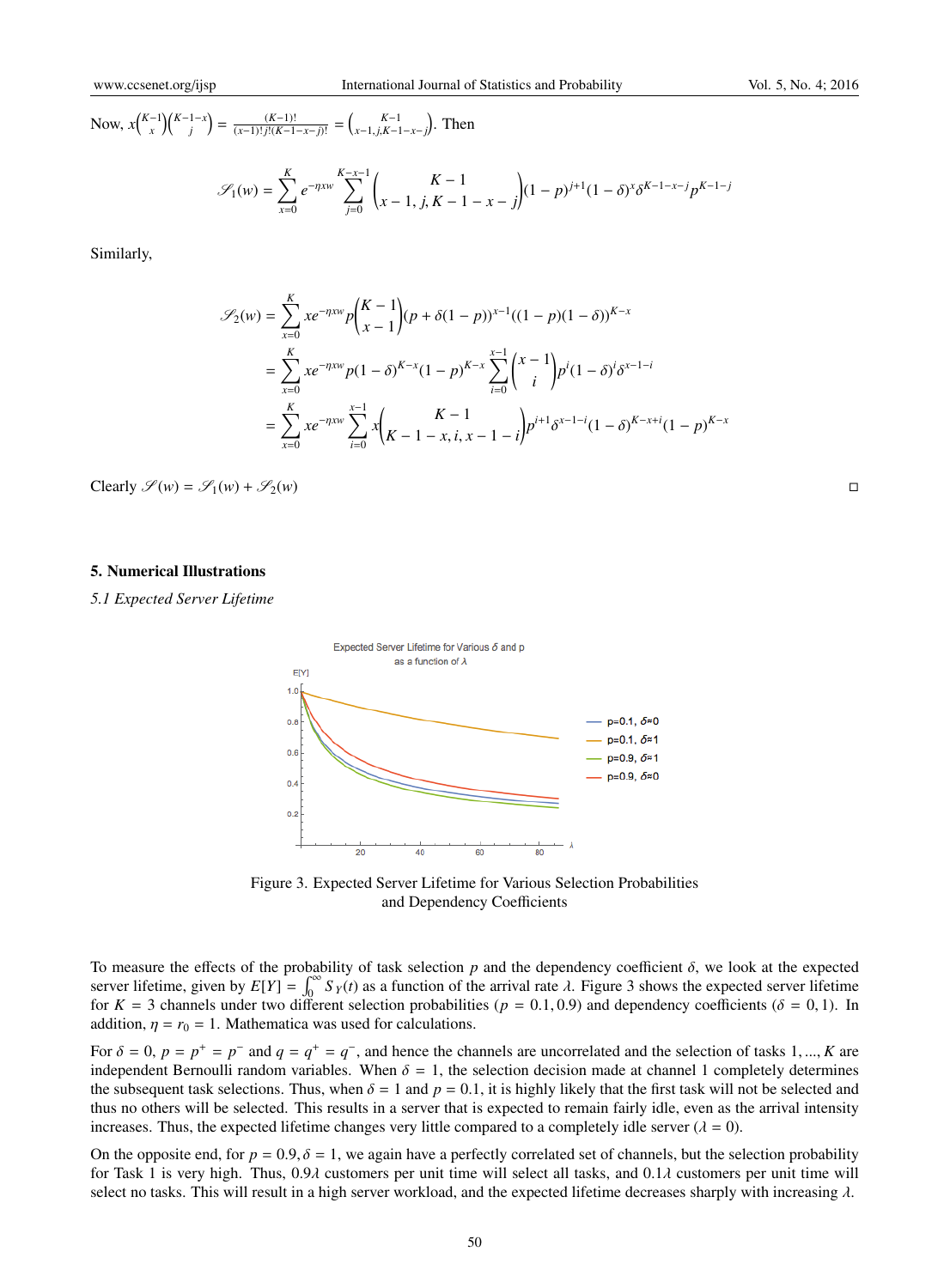Now, $x\binom{K-1}{x}\binom{K-1-x}{j} = \frac{(K-1)!}{(x-1)!j!(K-1-x-j)!} = \binom{K-1}{x-1, j, K-1-x-j}$. Then

$$\mathscr{S}_1(w) = \sum_{x=0}^{K} e^{-\eta x w} \sum_{j=0}^{K-x-1} \binom{K-1}{x-1, j, K-1-x-j} (1-p)^{j+1} (1-\delta)^x \delta^{K-1-x-j} p^{K-1-j}$$

Similarly,

$$\begin{aligned}
\mathscr{S}_2(w) &= \sum_{x=0}^{K} x e^{-\eta x w} p \binom{K-1}{x-1} (p + \delta(1-p))^{x-1} ((1-p)(1-\delta))^{K-x} \\
&= \sum_{x=0}^{K} x e^{-\eta x w} p (1-\delta)^{K-x} (1-p)^{K-x} \sum_{i=0}^{x-1} \binom{x-1}{i} p^i (1-\delta)^i \delta^{x-1-i} \\
&= \sum_{x=0}^{K} x e^{-\eta x w} \sum_{i=0}^{x-1} x \binom{K-1}{K-1-x, i, x-1-i} p^{i+1} \delta^{x-1-i} (1-\delta)^{K-x+i} (1-p)^{K-x}
\end{aligned}$$

Clearly $\mathscr{S}(w) = \mathscr{S}_1(w) + \mathscr{S}_2(w)$ □

## 5. Numerical Illustrations

### *5.1 Expected Server Lifetime*

Figure 3. Expected Server Lifetime for Various Selection Probabilities and Dependency Coefficients

To measure the effects of the probability of task selection $p$ and the dependency coefficient $\delta$, we look at the expected server lifetime, given by $E[Y] = \int_0^\infty S_Y(t)$ as a function of the arrival rate $\lambda$. Figure 3 shows the expected server lifetime for $K = 3$ channels under two different selection probabilities ($p = 0.1, 0.9$) and dependency coefficients ($\delta = 0, 1$). In addition, $\eta = r_0 = 1$. Mathematica was used for calculations.

For $\delta = 0$, $p = p^+ = p^-$ and $q = q^+ = q^-$, and hence the channels are uncorrelated and the selection of tasks $1, ..., K$ are independent Bernoulli random variables. When $\delta = 1$, the selection decision made at channel 1 completely determines the subsequent task selections. Thus, when $\delta = 1$ and $p = 0.1$, it is highly likely that the first task will not be selected and thus no others will be selected. This results in a server that is expected to remain fairly idle, even as the arrival intensity increases. Thus, the expected lifetime changes very little compared to a completely idle server ($\lambda = 0$).

On the opposite end, for $p = 0.9, \delta = 1$, we again have a perfectly correlated set of channels, but the selection probability for Task 1 is very high. Thus, $0.9\lambda$ customers per unit time will select all tasks, and $0.1\lambda$ customers per unit time will select no tasks. This will result in a high server workload, and the expected lifetime decreases sharply with increasing $\lambda$.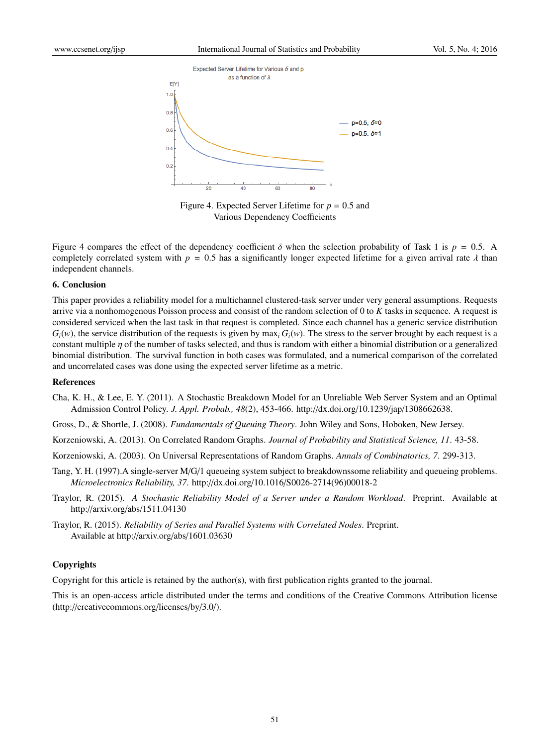Expected Server Lifetime for Various $\delta$ and p
as a function of $\lambda$

E[Y]

1.0

0.8

0.6

0.4

0.2

20

40

60

80

$\lambda$

p=0.5, $\delta$=0

p=0.5, $\delta$=1

Figure 4. Expected Server Lifetime for $p = 0.5$ and Various Dependency Coefficients

Figure 4 compares the effect of the dependency coefficient $\delta$ when the selection probability of Task 1 is $p = 0.5$. A completely correlated system with $p = 0.5$ has a significantly longer expected lifetime for a given arrival rate $\lambda$ than independent channels.

## 6. Conclusion

This paper provides a reliability model for a multichannel clustered-task server under very general assumptions. Requests arrive via a nonhomogenous Poisson process and consist of the random selection of 0 to $K$ tasks in sequence. A request is considered serviced when the last task in that request is completed. Since each channel has a generic service distribution $G_i(w)$, the service distribution of the requests is given by $\max_i G_i(w)$. The stress to the server brought by each request is a constant multiple $\eta$ of the number of tasks selected, and thus is random with either a binomial distribution or a generalized binomial distribution. The survival function in both cases was formulated, and a numerical comparison of the correlated and uncorrelated cases was done using the expected server lifetime as a metric.

## References

Cha, K. H., & Lee, E. Y. (2011). A Stochastic Breakdown Model for an Unreliable Web Server System and an Optimal Admission Control Policy. *J. Appl. Probab., 48*(2), 453-466. http://dx.doi.org/10.1239/jap/1308662638.

Gross, D., & Shortle, J. (2008). *Fundamentals of Queuing Theory*. John Wiley and Sons, Hoboken, New Jersey.

Korzeniowski, A. (2013). On Correlated Random Graphs. *Journal of Probability and Statistical Science, 11*. 43-58.

Korzeniowski, A. (2003). On Universal Representations of Random Graphs. *Annals of Combinatorics, 7*. 299-313.

Tang, Y. H. (1997).A single-server M/G/1 queueing system subject to breakdownssome reliability and queueing problems. *Microelectronics Reliability, 37*. http://dx.doi.org/10.1016/S0026-2714(96)00018-2

Traylor, R. (2015). *A Stochastic Reliability Model of a Server under a Random Workload*. Preprint. Available at http://arxiv.org/abs/1511.04130

Traylor, R. (2015). *Reliability of Series and Parallel Systems with Correlated Nodes*. Preprint. Available at http://arxiv.org/abs/1601.03630

## Copyrights

Copyright for this article is retained by the author(s), with first publication rights granted to the journal.

This is an open-access article distributed under the terms and conditions of the Creative Commons Attribution license (http://creativecommons.org/licenses/by/3.0/).